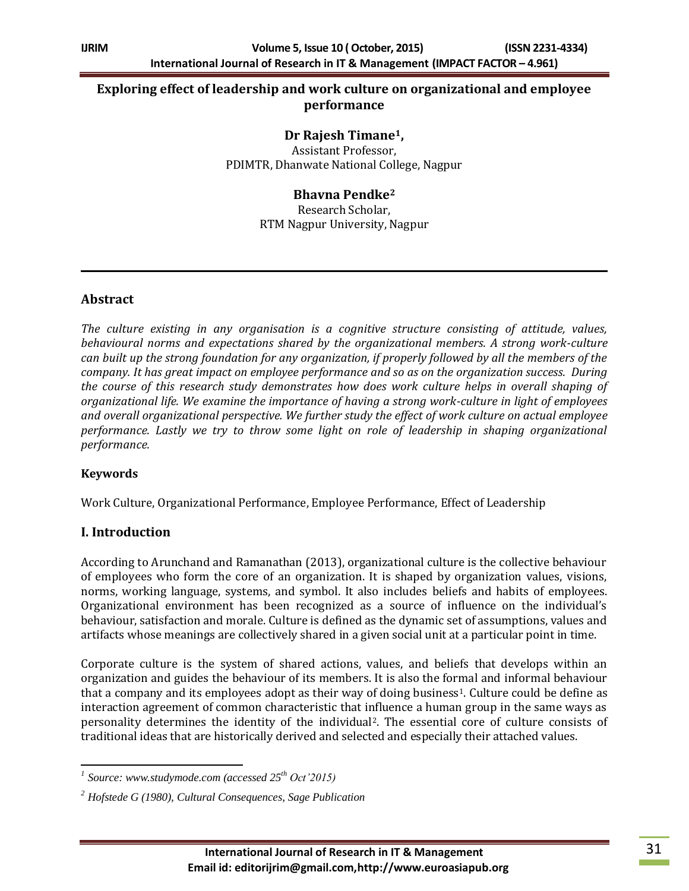# Exploring effect of leadership and work culture on organizational and employee performance

**Dr Rajesh Timane[1],**
Assistant Professor,
PDIMTR, Dhanwate National College, Nagpur

**Bhavna Pendke[2]**
Research Scholar,
RTM Nagpur University, Nagpur

## Abstract

*The culture existing in any organisation is a cognitive structure consisting of attitude, values, behavioural norms and expectations shared by the organizational members. A strong work-culture can built up the strong foundation for any organization, if properly followed by all the members of the company. It has great impact on employee performance and so as on the organization success. During the course of this research study demonstrates how does work culture helps in overall shaping of organizational life. We examine the importance of having a strong work-culture in light of employees and overall organizational perspective. We further study the effect of work culture on actual employee performance. Lastly we try to throw some light on role of leadership in shaping organizational performance.*

### Keywords

Work Culture, Organizational Performance, Employee Performance, Effect of Leadership

## I. Introduction

According to Arunchand and Ramanathan (2013), organizational culture is the collective behaviour of employees who form the core of an organization. It is shaped by organization values, visions, norms, working language, systems, and symbol. It also includes beliefs and habits of employees. Organizational environment has been recognized as a source of influence on the individual's behaviour, satisfaction and morale. Culture is defined as the dynamic set of assumptions, values and artifacts whose meanings are collectively shared in a given social unit at a particular point in time.

Corporate culture is the system of shared actions, values, and beliefs that develops within an organization and guides the behaviour of its members. It is also the formal and informal behaviour that a company and its employees adopt as their way of doing business[1]. Culture could be define as interaction agreement of common characteristic that influence a human group in the same ways as personality determines the identity of the individual[2]. The essential core of culture consists of traditional ideas that are historically derived and selected and especially their attached values.

---

[1] *Source: www.studymode.com (accessed 25th Oct'2015)*

[2] *Hofstede G (1980), Cultural Consequences, Sage Publication*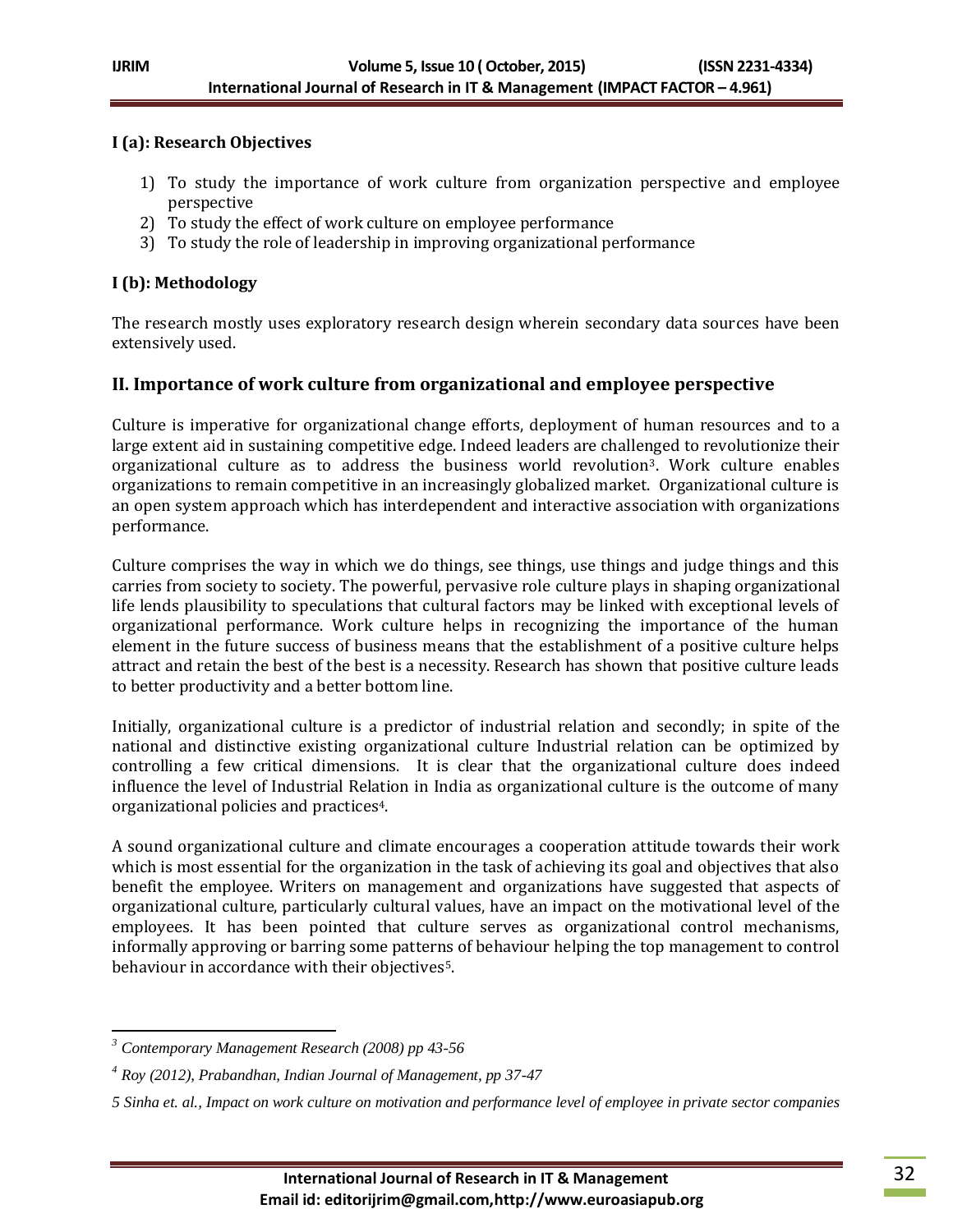### I (a): Research Objectives

1) To study the importance of work culture from organization perspective and employee perspective
2) To study the effect of work culture on employee performance
3) To study the role of leadership in improving organizational performance

### I (b): Methodology

The research mostly uses exploratory research design wherein secondary data sources have been extensively used.

## II. Importance of work culture from organizational and employee perspective

Culture is imperative for organizational change efforts, deployment of human resources and to a large extent aid in sustaining competitive edge. Indeed leaders are challenged to revolutionize their organizational culture as to address the business world revolution[3]. Work culture enables organizations to remain competitive in an increasingly globalized market. Organizational culture is an open system approach which has interdependent and interactive association with organizations performance.

Culture comprises the way in which we do things, see things, use things and judge things and this carries from society to society. The powerful, pervasive role culture plays in shaping organizational life lends plausibility to speculations that cultural factors may be linked with exceptional levels of organizational performance. Work culture helps in recognizing the importance of the human element in the future success of business means that the establishment of a positive culture helps attract and retain the best of the best is a necessity. Research has shown that positive culture leads to better productivity and a better bottom line.

Initially, organizational culture is a predictor of industrial relation and secondly; in spite of the national and distinctive existing organizational culture Industrial relation can be optimized by controlling a few critical dimensions. It is clear that the organizational culture does indeed influence the level of Industrial Relation in India as organizational culture is the outcome of many organizational policies and practices[4].

A sound organizational culture and climate encourages a cooperation attitude towards their work which is most essential for the organization in the task of achieving its goal and objectives that also benefit the employee. Writers on management and organizations have suggested that aspects of organizational culture, particularly cultural values, have an impact on the motivational level of the employees. It has been pointed that culture serves as organizational control mechanisms, informally approving or barring some patterns of behaviour helping the top management to control behaviour in accordance with their objectives[5].

---

[3] *Contemporary Management Research (2008) pp 43-56*

[4] *Roy (2012), Prabandhan, Indian Journal of Management, pp 37-47*

5 *Sinha et. al., Impact on work culture on motivation and performance level of employee in private sector companies*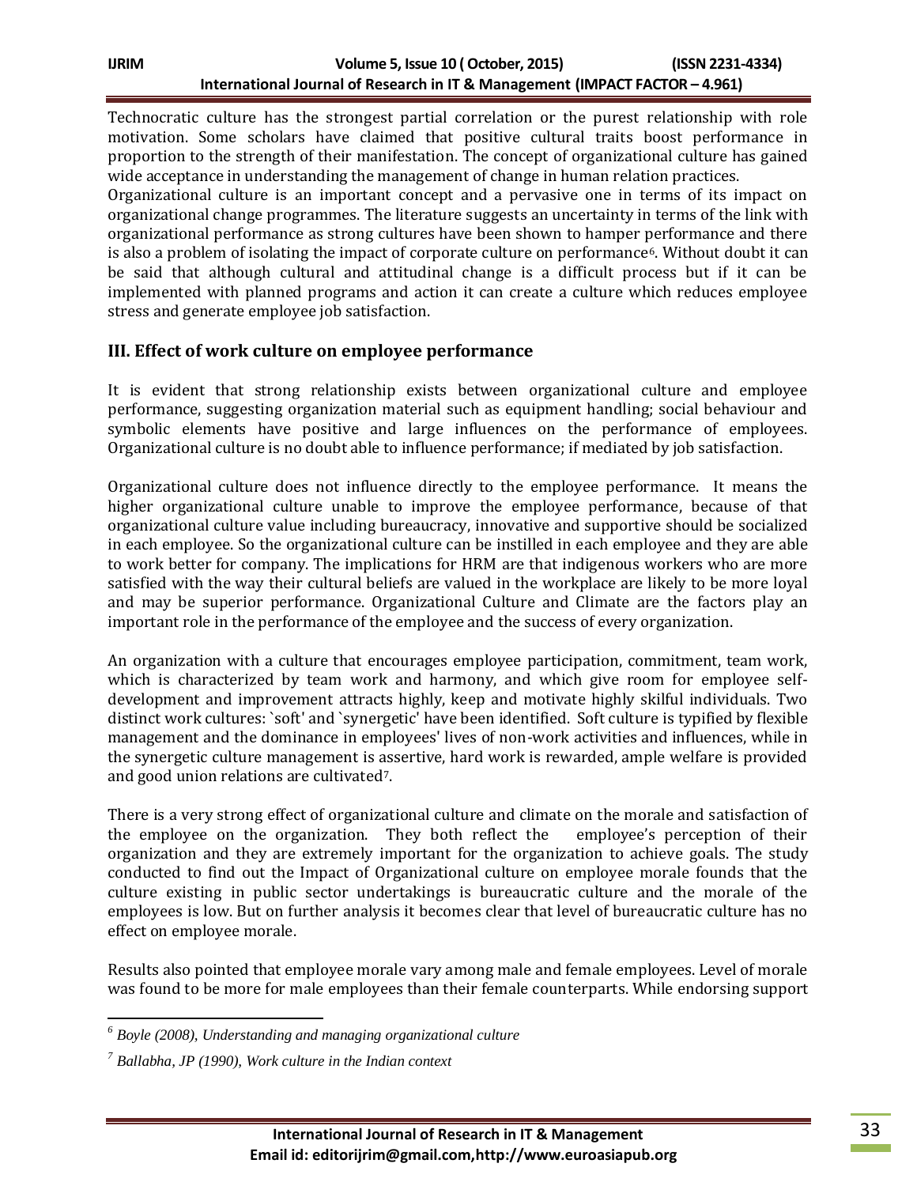Technocratic culture has the strongest partial correlation or the purest relationship with role motivation. Some scholars have claimed that positive cultural traits boost performance in proportion to the strength of their manifestation. The concept of organizational culture has gained wide acceptance in understanding the management of change in human relation practices.

Organizational culture is an important concept and a pervasive one in terms of its impact on organizational change programmes. The literature suggests an uncertainty in terms of the link with organizational performance as strong cultures have been shown to hamper performance and there is also a problem of isolating the impact of corporate culture on performance[6]. Without doubt it can be said that although cultural and attitudinal change is a difficult process but if it can be implemented with planned programs and action it can create a culture which reduces employee stress and generate employee job satisfaction.

## III. Effect of work culture on employee performance

It is evident that strong relationship exists between organizational culture and employee performance, suggesting organization material such as equipment handling; social behaviour and symbolic elements have positive and large influences on the performance of employees. Organizational culture is no doubt able to influence performance; if mediated by job satisfaction.

Organizational culture does not influence directly to the employee performance. It means the higher organizational culture unable to improve the employee performance, because of that organizational culture value including bureaucracy, innovative and supportive should be socialized in each employee. So the organizational culture can be instilled in each employee and they are able to work better for company. The implications for HRM are that indigenous workers who are more satisfied with the way their cultural beliefs are valued in the workplace are likely to be more loyal and may be superior performance. Organizational Culture and Climate are the factors play an important role in the performance of the employee and the success of every organization.

An organization with a culture that encourages employee participation, commitment, team work, which is characterized by team work and harmony, and which give room for employee self-development and improvement attracts highly, keep and motivate highly skilful individuals. Two distinct work cultures: `soft' and `synergetic' have been identified. Soft culture is typified by flexible management and the dominance in employees' lives of non-work activities and influences, while in the synergetic culture management is assertive, hard work is rewarded, ample welfare is provided and good union relations are cultivated[7].

There is a very strong effect of organizational culture and climate on the morale and satisfaction of the employee on the organization. They both reflect the employee's perception of their organization and they are extremely important for the organization to achieve goals. The study conducted to find out the Impact of Organizational culture on employee morale founds that the culture existing in public sector undertakings is bureaucratic culture and the morale of the employees is low. But on further analysis it becomes clear that level of bureaucratic culture has no effect on employee morale.

Results also pointed that employee morale vary among male and female employees. Level of morale was found to be more for male employees than their female counterparts. While endorsing support

---

[6] *Boyle (2008), Understanding and managing organizational culture*

[7] *Ballabha, JP (1990), Work culture in the Indian context*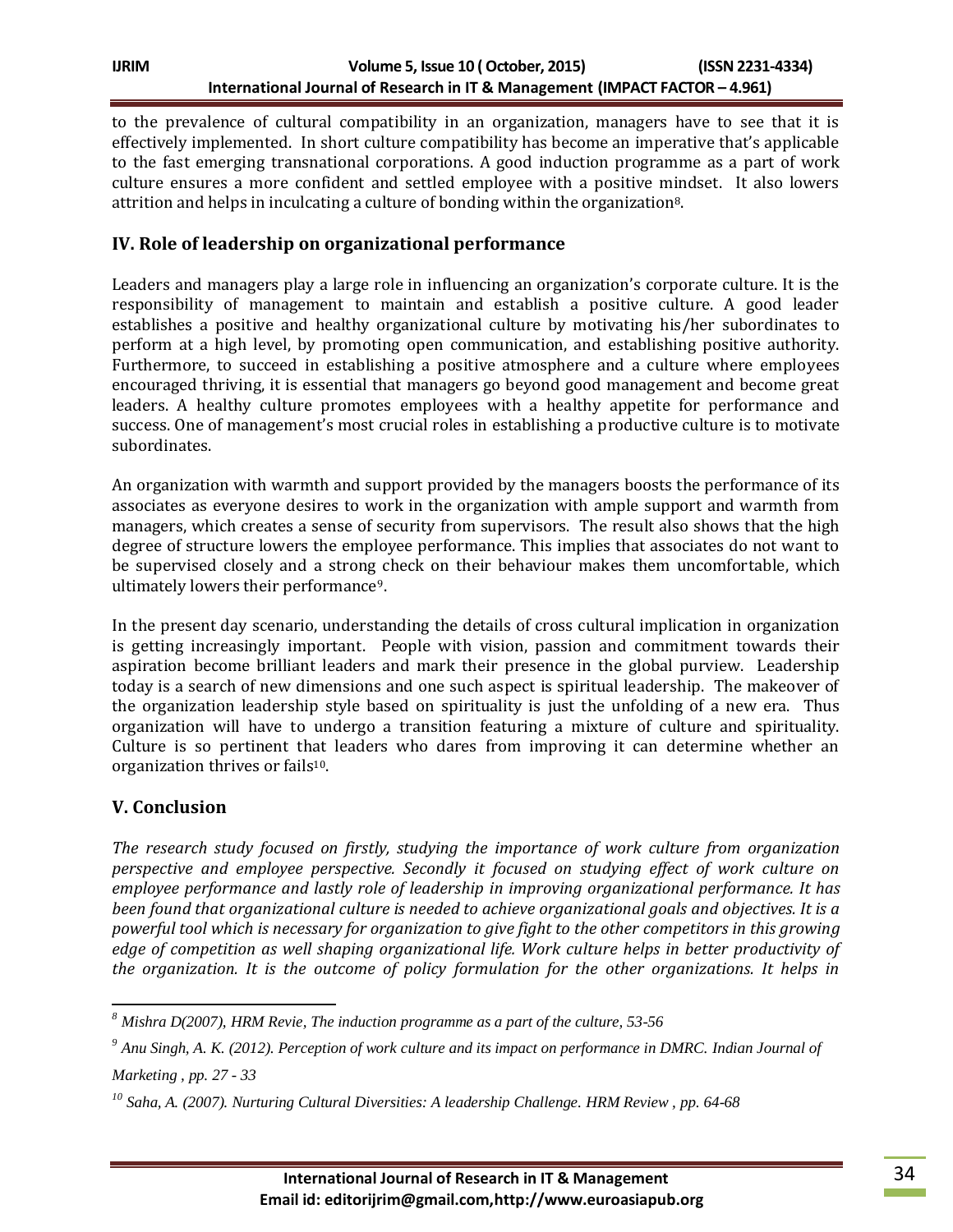to the prevalence of cultural compatibility in an organization, managers have to see that it is effectively implemented. In short culture compatibility has become an imperative that's applicable to the fast emerging transnational corporations. A good induction programme as a part of work culture ensures a more confident and settled employee with a positive mindset. It also lowers attrition and helps in inculcating a culture of bonding within the organization[8].

## IV. Role of leadership on organizational performance

Leaders and managers play a large role in influencing an organization's corporate culture. It is the responsibility of management to maintain and establish a positive culture. A good leader establishes a positive and healthy organizational culture by motivating his/her subordinates to perform at a high level, by promoting open communication, and establishing positive authority. Furthermore, to succeed in establishing a positive atmosphere and a culture where employees encouraged thriving, it is essential that managers go beyond good management and become great leaders. A healthy culture promotes employees with a healthy appetite for performance and success. One of management's most crucial roles in establishing a productive culture is to motivate subordinates.

An organization with warmth and support provided by the managers boosts the performance of its associates as everyone desires to work in the organization with ample support and warmth from managers, which creates a sense of security from supervisors. The result also shows that the high degree of structure lowers the employee performance. This implies that associates do not want to be supervised closely and a strong check on their behaviour makes them uncomfortable, which ultimately lowers their performance[9].

In the present day scenario, understanding the details of cross cultural implication in organization is getting increasingly important. People with vision, passion and commitment towards their aspiration become brilliant leaders and mark their presence in the global purview. Leadership today is a search of new dimensions and one such aspect is spiritual leadership. The makeover of the organization leadership style based on spirituality is just the unfolding of a new era. Thus organization will have to undergo a transition featuring a mixture of culture and spirituality. Culture is so pertinent that leaders who dares from improving it can determine whether an organization thrives or fails[10].

## V. Conclusion

*The research study focused on firstly, studying the importance of work culture from organization perspective and employee perspective. Secondly it focused on studying effect of work culture on employee performance and lastly role of leadership in improving organizational performance. It has been found that organizational culture is needed to achieve organizational goals and objectives. It is a powerful tool which is necessary for organization to give fight to the other competitors in this growing edge of competition as well shaping organizational life. Work culture helps in better productivity of the organization. It is the outcome of policy formulation for the other organizations. It helps in*

---

[8] *Mishra D(2007), HRM Revie, The induction programme as a part of the culture, 53-56*

[9] *Anu Singh, A. K. (2012). Perception of work culture and its impact on performance in DMRC. Indian Journal of Marketing , pp. 27 - 33*

[10] *Saha, A. (2007). Nurturing Cultural Diversities: A leadership Challenge. HRM Review , pp. 64-68*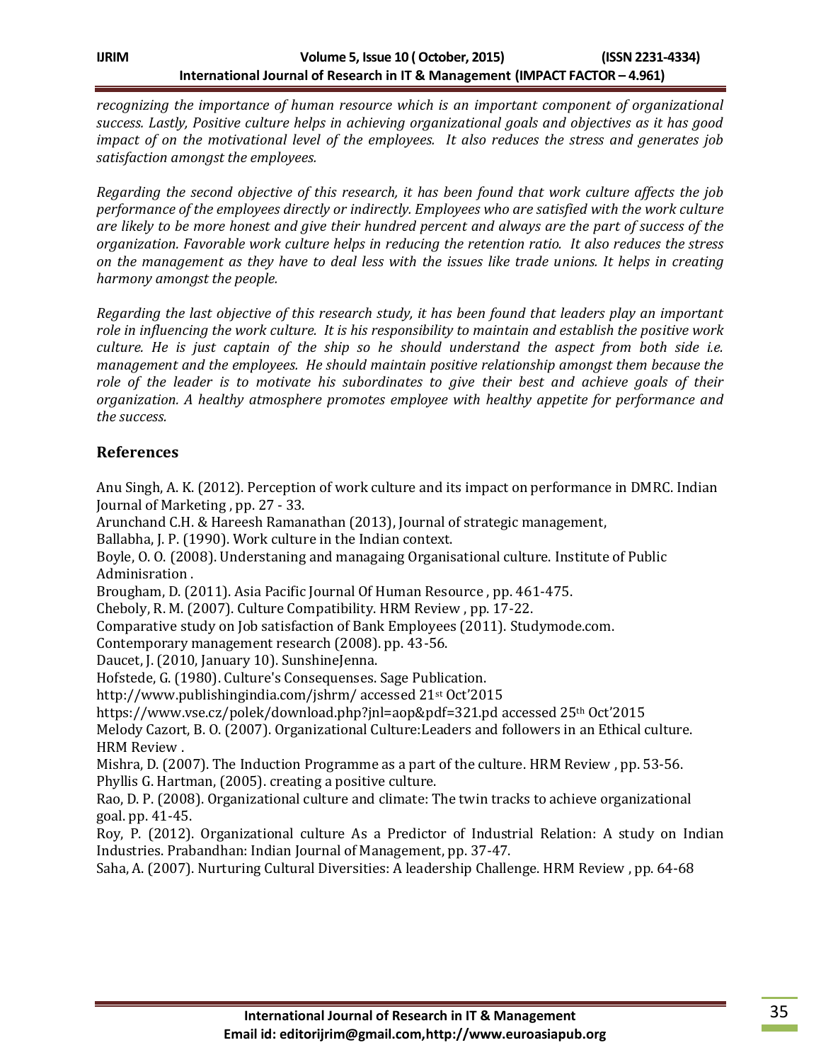*recognizing the importance of human resource which is an important component of organizational success. Lastly, Positive culture helps in achieving organizational goals and objectives as it has good impact of on the motivational level of the employees. It also reduces the stress and generates job satisfaction amongst the employees.*

*Regarding the second objective of this research, it has been found that work culture affects the job performance of the employees directly or indirectly. Employees who are satisfied with the work culture are likely to be more honest and give their hundred percent and always are the part of success of the organization. Favorable work culture helps in reducing the retention ratio. It also reduces the stress on the management as they have to deal less with the issues like trade unions. It helps in creating harmony amongst the people.*

*Regarding the last objective of this research study, it has been found that leaders play an important role in influencing the work culture. It is his responsibility to maintain and establish the positive work culture. He is just captain of the ship so he should understand the aspect from both side i.e. management and the employees. He should maintain positive relationship amongst them because the role of the leader is to motivate his subordinates to give their best and achieve goals of their organization. A healthy atmosphere promotes employee with healthy appetite for performance and the success.*

## References

Anu Singh, A. K. (2012). Perception of work culture and its impact on performance in DMRC. Indian Journal of Marketing , pp. 27 - 33.

Arunchand C.H. & Hareesh Ramanathan (2013), Journal of strategic management,

Ballabha, J. P. (1990). Work culture in the Indian context.

Boyle, O. O. (2008). Understaning and managaing Organisational culture. Institute of Public Adminisration .

Brougham, D. (2011). Asia Pacific Journal Of Human Resource , pp. 461-475.

Cheboly, R. M. (2007). Culture Compatibility. HRM Review , pp. 17-22.

Comparative study on Job satisfaction of Bank Employees (2011). Studymode.com.

Contemporary management research (2008). pp. 43-56.

Daucet, J. (2010, January 10). SunshineJenna.

Hofstede, G. (1980). Culture's Consequenses. Sage Publication.

http://www.publishingindia.com/jshrm/ accessed 21st Oct'2015

https://www.vse.cz/polek/download.php?jnl=aop&pdf=321.pd accessed 25th Oct'2015

Melody Cazort, B. O. (2007). Organizational Culture:Leaders and followers in an Ethical culture. HRM Review .

Mishra, D. (2007). The Induction Programme as a part of the culture. HRM Review , pp. 53-56.

Phyllis G. Hartman, (2005). creating a positive culture.

Rao, D. P. (2008). Organizational culture and climate: The twin tracks to achieve organizational goal. pp. 41-45.

Roy, P. (2012). Organizational culture As a Predictor of Industrial Relation: A study on Indian Industries. Prabandhan: Indian Journal of Management, pp. 37-47.

Saha, A. (2007). Nurturing Cultural Diversities: A leadership Challenge. HRM Review , pp. 64-68